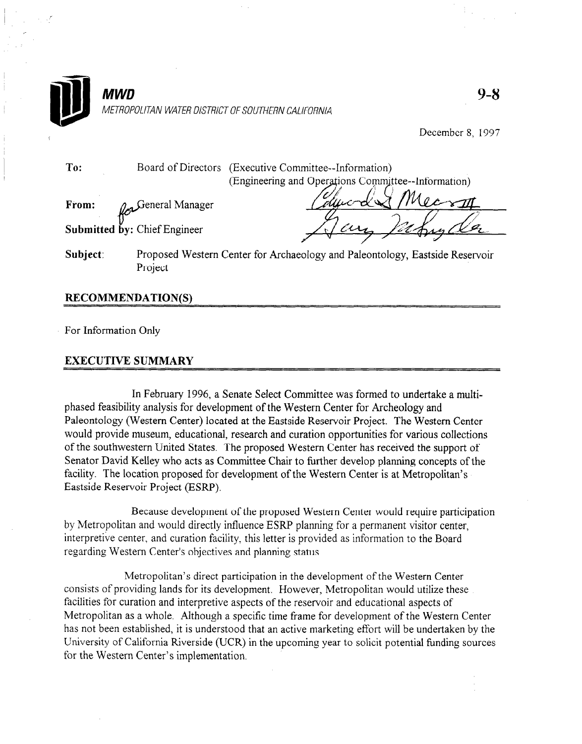**MWD**

*METROPOLITAN WATER DISTRICT OF SOUTHERN CALIFORNIA*

**9-8**

December 8, 1997

**To:** Board of Directors (Executive Committee--Information)
(Engineering and Operations Committee--Information)

**From:** for General Manager

**Submitted by:** Chief Engineer

**Subject:** Proposed Western Center for Archaeology and Paleontology, Eastside Reservoir Project

## RECOMMENDATION(S)

For Information Only

## EXECUTIVE SUMMARY

In February 1996, a Senate Select Committee was formed to undertake a multi-phased feasibility analysis for development of the Western Center for Archeology and Paleontology (Western Center) located at the Eastside Reservoir Project. The Western Center would provide museum, educational, research and curation opportunities for various collections of the southwestern United States. The proposed Western Center has received the support of Senator David Kelley who acts as Committee Chair to further develop planning concepts of the facility. The location proposed for development of the Western Center is at Metropolitan's Eastside Reservoir Project (ESRP).

Because development of the proposed Western Center would require participation by Metropolitan and would directly influence ESRP planning for a permanent visitor center, interpretive center, and curation facility, this letter is provided as information to the Board regarding Western Center's objectives and planning status.

Metropolitan's direct participation in the development of the Western Center consists of providing lands for its development. However, Metropolitan would utilize these facilities for curation and interpretive aspects of the reservoir and educational aspects of Metropolitan as a whole. Although a specific time frame for development of the Western Center has not been established, it is understood that an active marketing effort will be undertaken by the University of California Riverside (UCR) in the upcoming year to solicit potential funding sources for the Western Center's implementation.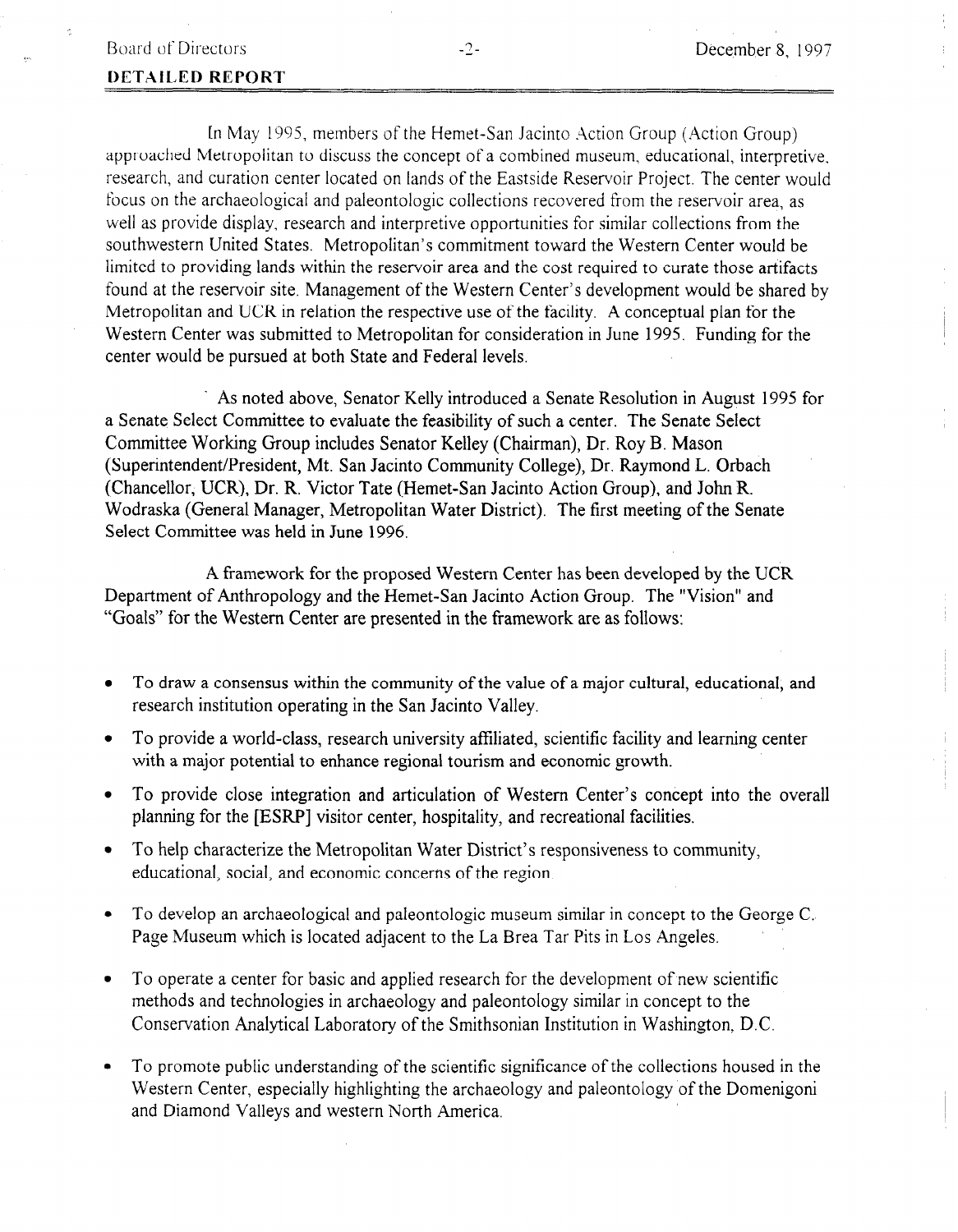**DETAILED REPORT**

In May 1995, members of the Hemet-San Jacinto Action Group (Action Group) approached Metropolitan to discuss the concept of a combined museum, educational, interpretive, research, and curation center located on lands of the Eastside Reservoir Project. The center would focus on the archaeological and paleontologic collections recovered from the reservoir area, as well as provide display, research and interpretive opportunities for similar collections from the southwestern United States. Metropolitan's commitment toward the Western Center would be limited to providing lands within the reservoir area and the cost required to curate those artifacts found at the reservoir site. Management of the Western Center's development would be shared by Metropolitan and UCR in relation the respective use of the facility. A conceptual plan for the Western Center was submitted to Metropolitan for consideration in June 1995. Funding for the center would be pursued at both State and Federal levels.

As noted above, Senator Kelly introduced a Senate Resolution in August 1995 for a Senate Select Committee to evaluate the feasibility of such a center. The Senate Select Committee Working Group includes Senator Kelley (Chairman), Dr. Roy B. Mason (Superintendent/President, Mt. San Jacinto Community College), Dr. Raymond L. Orbach (Chancellor, UCR), Dr. R. Victor Tate (Hemet-San Jacinto Action Group), and John R. Wodraska (General Manager, Metropolitan Water District). The first meeting of the Senate Select Committee was held in June 1996.

A framework for the proposed Western Center has been developed by the UCR Department of Anthropology and the Hemet-San Jacinto Action Group. The "Vision" and "Goals" for the Western Center are presented in the framework are as follows:

- To draw a consensus within the community of the value of a major cultural, educational, and research institution operating in the San Jacinto Valley.
- To provide a world-class, research university affiliated, scientific facility and learning center with a major potential to enhance regional tourism and economic growth.
- To provide close integration and articulation of Western Center's concept into the overall planning for the [ESRP] visitor center, hospitality, and recreational facilities.
- To help characterize the Metropolitan Water District's responsiveness to community, educational, social, and economic concerns of the region.
- To develop an archaeological and paleontologic museum similar in concept to the George C. Page Museum which is located adjacent to the La Brea Tar Pits in Los Angeles.
- To operate a center for basic and applied research for the development of new scientific methods and technologies in archaeology and paleontology similar in concept to the Conservation Analytical Laboratory of the Smithsonian Institution in Washington, D.C.
- To promote public understanding of the scientific significance of the collections housed in the Western Center, especially highlighting the archaeology and paleontology of the Domenigoni and Diamond Valleys and western North America.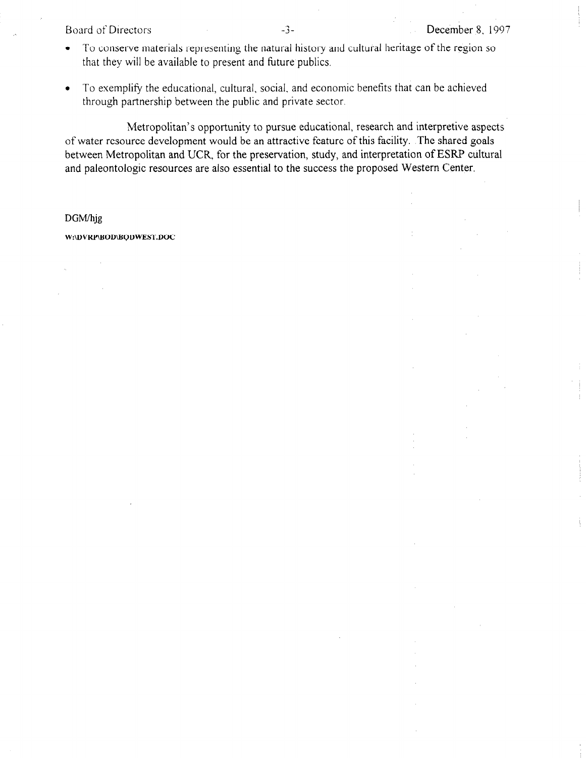- To conserve materials representing the natural history and cultural heritage of the region so that they will be available to present and future publics.

- To exemplify the educational, cultural, social, and economic benefits that can be achieved through partnership between the public and private sector.

Metropolitan's opportunity to pursue educational, research and interpretive aspects of water resource development would be an attractive feature of this facility. The shared goals between Metropolitan and UCR, for the preservation, study, and interpretation of ESRP cultural and paleontologic resources are also essential to the success the proposed Western Center.

DGM/hjg

W:\DVRP\BOD\BODWEST.DOC